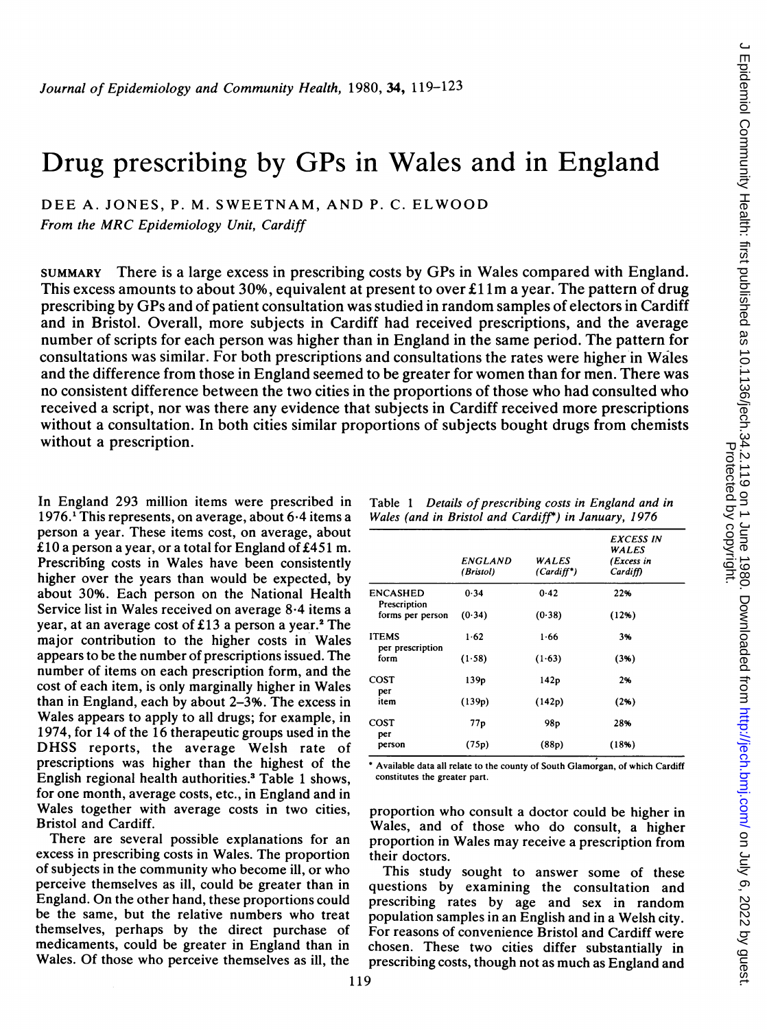# Drug prescribing by GPs in Wales and in England

DEE A. JONES, P. M. SWEETNAM, AND P. C. ELWOOD

*From the MRC Epidemiology Unit, Cardiff*

SUMMARY There is a large excess in prescribing costs by GPs in Wales compared with England. This excess amounts to about 30%, equivalent at present to over £11m a year. The pattern of drug prescribing by GPs and of patient consultation was studied in random samples of electors in Cardiff and in Bristol. Overall, more subjects in Cardiff had received prescriptions, and the average number of scripts for each person was higher than in England in the same period. The pattern for consultations was similar. For both prescriptions and consultations the rates were higher in Wales and the difference from those in England seemed to be greater for women than for men. There was no consistent difference between the two cities in the proportions of those who had consulted who received a script, nor was there any evidence that subjects in Cardiff received more prescriptions without a consultation. In both cities similar proportions of subjects bought drugs from chemists without a prescription.

In England 293 million items were prescribed in 1976.[1] This represents, on average, about 6·4 items a person a year. These items cost, on average, about £10 a person a year, or a total for England of £451 m. Prescribing costs in Wales have been consistently higher over the years than would be expected, by about 30%. Each person on the National Health Service list in Wales received on average 8·4 items a year, at an average cost of £13 a person a year.[2] The major contribution to the higher costs in Wales appears to be the number of prescriptions issued. The number of items on each prescription form, and the cost of each item, is only marginally higher in Wales than in England, each by about 2–3%. The excess in Wales appears to apply to all drugs; for example, in 1974, for 14 of the 16 therapeutic groups used in the DHSS reports, the average Welsh rate of prescriptions was higher than the highest of the English regional health authorities.[3] Table 1 shows, for one month, average costs, etc., in England and in Wales together with average costs in two cities, Bristol and Cardiff.

Table 1 *Details of prescribing costs in England and in Wales (and in Bristol and Cardiff\*) in January, 1976*

| | ENGLAND (Bristol) | WALES (Cardiff\*) | EXCESS IN WALES (Excess in Cardiff) |
|---|---|---|---|
| ENCASHED Prescription forms per person | 0·34 | 0·42 | 22% |
| | (0·34) | (0·38) | (12%) |
| ITEMS per prescription form | 1·62 | 1·66 | 3% |
| | (1·58) | (1·63) | (3%) |
| COST per item | 139p | 142p | 2% |
| | (139p) | (142p) | (2%) |
| COST per person | 77p | 98p | 28% |
| | (75p) | (88p) | (18%) |

\* Available data all relate to the county of South Glamorgan, of which Cardiff constitutes the greater part.

There are several possible explanations for an excess in prescribing costs in Wales. The proportion of subjects in the community who become ill, or who perceive themselves as ill, could be greater than in England. On the other hand, these proportions could be the same, but the relative numbers who treat themselves, perhaps by the direct purchase of medicaments, could be greater in England than in Wales. Of those who perceive themselves as ill, the proportion who consult a doctor could be higher in Wales, and of those who do consult, a higher proportion in Wales may receive a prescription from their doctors.

This study sought to answer some of these questions by examining the consultation and prescribing rates by age and sex in random population samples in an English and in a Welsh city. For reasons of convenience Bristol and Cardiff were chosen. These two cities differ substantially in prescribing costs, though not as much as England and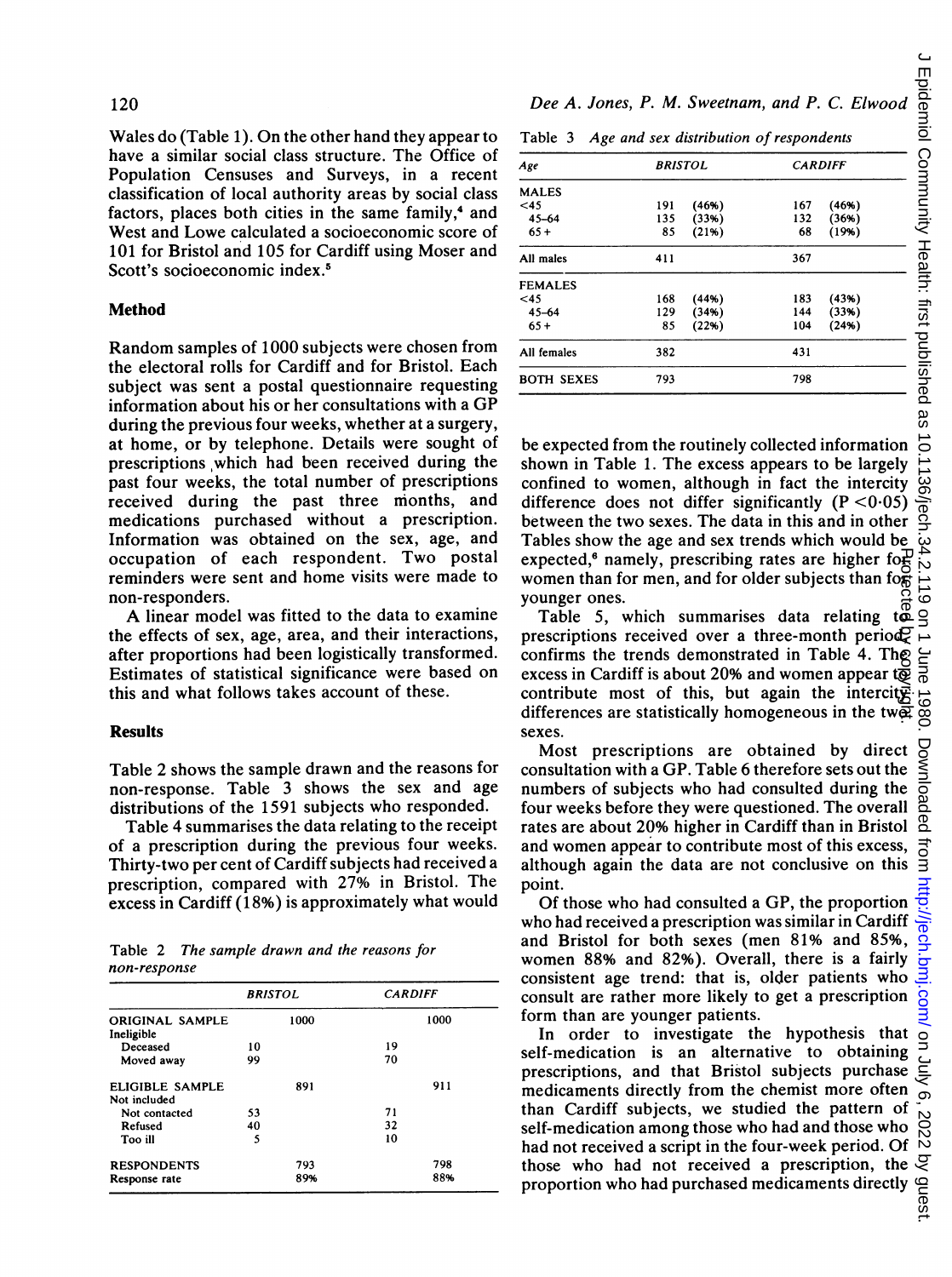Wales do (Table 1). On the other hand they appear to have a similar social class structure. The Office of Population Censuses and Surveys, in a recent classification of local authority areas by social class factors, places both cities in the same family,[4] and West and Lowe calculated a socioeconomic score of 101 for Bristol and 105 for Cardiff using Moser and Scott's socioeconomic index.[5]

## Method

Random samples of 1000 subjects were chosen from the electoral rolls for Cardiff and for Bristol. Each subject was sent a postal questionnaire requesting information about his or her consultations with a GP during the previous four weeks, whether at a surgery, at home, or by telephone. Details were sought of prescriptions which had been received during the past four weeks, the total number of prescriptions received during the past three months, and medications purchased without a prescription. Information was obtained on the sex, age, and occupation of each respondent. Two postal reminders were sent and home visits were made to non-responders.

A linear model was fitted to the data to examine the effects of sex, age, area, and their interactions, after proportions had been logistically transformed. Estimates of statistical significance were based on this and what follows takes account of these.

## Results

Table 2 shows the sample drawn and the reasons for non-response. Table 3 shows the sex and age distributions of the 1591 subjects who responded.

Table 4 summarises the data relating to the receipt of a prescription during the previous four weeks. Thirty-two per cent of Cardiff subjects had received a prescription, compared with 27% in Bristol. The excess in Cardiff (18%) is approximately what would be expected from the routinely collected information shown in Table 1. The excess appears to be largely confined to women, although in fact the intercity difference does not differ significantly ($P<0{\cdot}05$) between the two sexes. The data in this and in other Tables show the age and sex trends which would be expected,[6] namely, prescribing rates are higher for women than for men, and for older subjects than for younger ones.

Table 2 *The sample drawn and the reasons for non-response*

| | BRISTOL | | CARDIFF | |
|---|---|---|---|---|
| ORIGINAL SAMPLE | | 1000 | | 1000 |
| Ineligible | | | | |
| Deceased | 10 | | 19 | |
| Moved away | 99 | | 70 | |
| ELIGIBLE SAMPLE | | 891 | | 911 |
| Not included | | | | |
| Not contacted | 53 | | 71 | |
| Refused | 40 | | 32 | |
| Too ill | 5 | | 10 | |
| RESPONDENTS | | 793 | | 798 |
| Response rate | | 89% | | 88% |

Table 3 *Age and sex distribution of respondents*

| Age | BRISTOL | | CARDIFF | |
|---|---|---|---|---|
| MALES | | | | |
| <45 | 191 | (46%) | 167 | (46%) |
| 45–64 | 135 | (33%) | 132 | (36%) |
| 65+ | 85 | (21%) | 68 | (19%) |
| All males | 411 | | 367 | |
| FEMALES | | | | |
| <45 | 168 | (44%) | 183 | (43%) |
| 45–64 | 129 | (34%) | 144 | (33%) |
| 65+ | 85 | (22%) | 104 | (24%) |
| All females | 382 | | 431 | |
| BOTH SEXES | 793 | | 798 | |

Table 5, which summarises data relating to prescriptions received over a three-month period, confirms the trends demonstrated in Table 4. The excess in Cardiff is about 20% and women appear to contribute most of this, but again the intercity differences are statistically homogeneous in the two sexes.

Most prescriptions are obtained by direct consultation with a GP. Table 6 therefore sets out the numbers of subjects who had consulted during the four weeks before they were questioned. The overall rates are about 20% higher in Cardiff than in Bristol and women appear to contribute most of this excess, although again the data are not conclusive on this point.

Of those who had consulted a GP, the proportion who had received a prescription was similar in Cardiff and Bristol for both sexes (men 81% and 85%, women 88% and 82%). Overall, there is a fairly consistent age trend: that is, older patients who consult are rather more likely to get a prescription form than are younger patients.

In order to investigate the hypothesis that self-medication is an alternative to obtaining prescriptions, and that Bristol subjects purchase medicaments directly from the chemist more often than Cardiff subjects, we studied the pattern of self-medication among those who had and those who had not received a script in the four-week period. Of those who had not received a prescription, the proportion who had purchased medicaments directly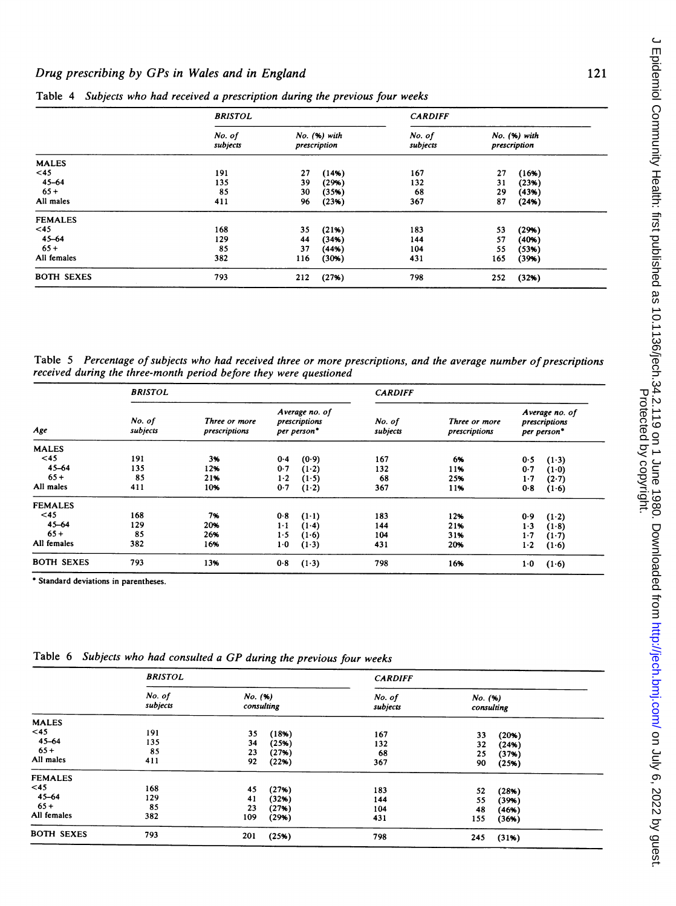Table 4 *Subjects who had received a prescription during the previous four weeks*

| | BRISTOL | | CARDIFF | |
|---|---|---|---|---|
| | No. of subjects | No. (%) with prescription | No. of subjects | No. (%) with prescription |
| **MALES** | | | | |
| <45 | 191 | 27 (14%) | 167 | 27 (16%) |
| 45–64 | 135 | 39 (29%) | 132 | 31 (23%) |
| 65+ | 85 | 30 (35%) | 68 | 29 (43%) |
| All males | 411 | 96 (23%) | 367 | 87 (24%) |
| **FEMALES** | | | | |
| <45 | 168 | 35 (21%) | 183 | 53 (29%) |
| 45–64 | 129 | 44 (34%) | 144 | 57 (40%) |
| 65+ | 85 | 37 (44%) | 104 | 55 (53%) |
| All females | 382 | 116 (30%) | 431 | 165 (39%) |
| **BOTH SEXES** | 793 | 212 (27%) | 798 | 252 (32%) |

Table 5 *Percentage of subjects who had received three or more prescriptions, and the average number of prescriptions received during the three-month period before they were questioned*

| | BRISTOL | | | CARDIFF | | |
|---|---|---|---|---|---|---|
| Age | No. of subjects | Three or more prescriptions | Average no. of prescriptions per person* | No. of subjects | Three or more prescriptions | Average no. of prescriptions per person* |
| **MALES** | | | | | | |
| <45 | 191 | 3% | 0·4 (0·9) | 167 | 6% | 0·5 (1·3) |
| 45–64 | 135 | 12% | 0·7 (1·2) | 132 | 11% | 0·7 (1·0) |
| 65+ | 85 | 21% | 1·2 (1·5) | 68 | 25% | 1·7 (2·7) |
| All males | 411 | 10% | 0·7 (1·2) | 367 | 11% | 0·8 (1·6) |
| **FEMALES** | | | | | | |
| <45 | 168 | 7% | 0·8 (1·1) | 183 | 12% | 0·9 (1·2) |
| 45–64 | 129 | 20% | 1·1 (1·4) | 144 | 21% | 1·3 (1·8) |
| 65+ | 85 | 26% | 1·5 (1·6) | 104 | 31% | 1·7 (1·7) |
| All females | 382 | 16% | 1·0 (1·3) | 431 | 20% | 1·2 (1·6) |
| **BOTH SEXES** | 793 | 13% | 0·8 (1·3) | 798 | 16% | 1·0 (1·6) |

\* Standard deviations in parentheses.

Table 6 *Subjects who had consulted a GP during the previous four weeks*

| | BRISTOL | | CARDIFF | |
|---|---|---|---|---|
| | No. of subjects | No. (%) consulting | No. of subjects | No. (%) consulting |
| **MALES** | | | | |
| <45 | 191 | 35 (18%) | 167 | 33 (20%) |
| 45–64 | 135 | 34 (25%) | 132 | 32 (24%) |
| 65+ | 85 | 23 (27%) | 68 | 25 (37%) |
| All males | 411 | 92 (22%) | 367 | 90 (25%) |
| **FEMALES** | | | | |
| <45 | 168 | 45 (27%) | 183 | 52 (28%) |
| 45–64 | 129 | 41 (32%) | 144 | 55 (39%) |
| 65+ | 85 | 23 (27%) | 104 | 48 (46%) |
| All females | 382 | 109 (29%) | 431 | 155 (36%) |
| **BOTH SEXES** | 793 | 201 (25%) | 798 | 245 (31%) |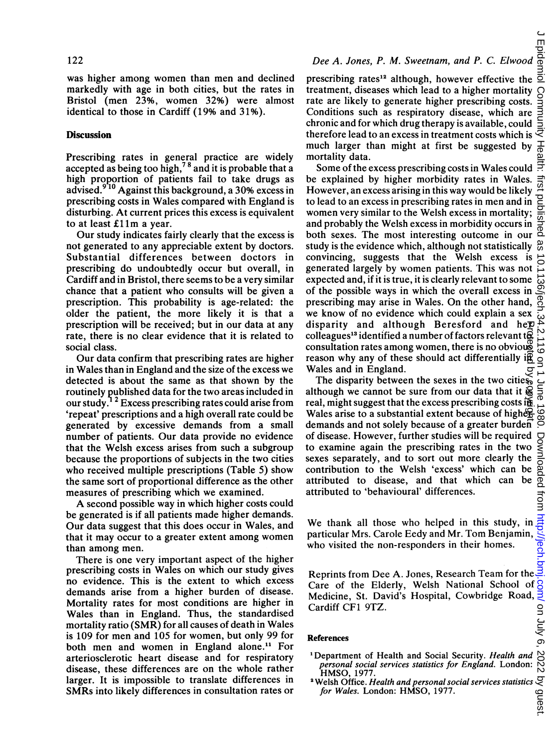was higher among women than men and declined markedly with age in both cities, but the rates in Bristol (men 23%, women 32%) were almost identical to those in Cardiff (19% and 31%).

## Discussion

Prescribing rates in general practice are widely accepted as being too high,[7 8] and it is probable that a high proportion of patients fail to take drugs as advised.[9 10] Against this background, a 30% excess in prescribing costs in Wales compared with England is disturbing. At current prices this excess is equivalent to at least £11m a year.

Our study indicates fairly clearly that the excess is not generated to any appreciable extent by doctors. Substantial differences between doctors in prescribing do undoubtedly occur but overall, in Cardiff and in Bristol, there seems to be a very similar chance that a patient who consults will be given a prescription. This probability is age-related: the older the patient, the more likely it is that a prescription will be received; but in our data at any rate, there is no clear evidence that it is related to social class.

Our data confirm that prescribing rates are higher in Wales than in England and the size of the excess we detected is about the same as that shown by the routinely published data for the two areas included in our study.[1 2] Excess prescribing rates could arise from 'repeat' prescriptions and a high overall rate could be generated by excessive demands from a small number of patients. Our data provide no evidence that the Welsh excess arises from such a subgroup because the proportions of subjects in the two cities who received multiple prescriptions (Table 5) show the same sort of proportional difference as the other measures of prescribing which we examined.

A second possible way in which higher costs could be generated is if all patients made higher demands. Our data suggest that this does occur in Wales, and that it may occur to a greater extent among women than among men.

There is one very important aspect of the higher prescribing costs in Wales on which our study gives no evidence. This is the extent to which excess demands arise from a higher burden of disease. Mortality rates for most conditions are higher in Wales than in England. Thus, the standardised mortality ratio (SMR) for all causes of death in Wales is 109 for men and 105 for women, but only 99 for both men and women in England alone.[11] For arteriosclerotic heart disease and for respiratory disease, these differences are on the whole rather larger. It is impossible to translate differences in SMRs into likely differences in consultation rates or prescribing rates[12] although, however effective the treatment, diseases which lead to a higher mortality rate are likely to generate higher prescribing costs. Conditions such as respiratory disease, which are chronic and for which drug therapy is available, could therefore lead to an excess in treatment costs which is much larger than might at first be suggested by mortality data.

Some of the excess prescribing costs in Wales could be explained by higher morbidity rates in Wales. However, an excess arising in this way would be likely to lead to an excess in prescribing rates in men and in women very similar to the Welsh excess in mortality; and probably the Welsh excess in morbidity occurs in both sexes. The most interesting outcome in our study is the evidence which, although not statistically convincing, suggests that the Welsh excess is generated largely by women patients. This was not expected and, if it is true, it is clearly relevant to some of the possible ways in which the overall excess in prescribing may arise in Wales. On the other hand, we know of no evidence which could explain a sex disparity and although Beresford and her colleagues[13] identified a number of factors relevant to consultation rates among women, there is no obvious reason why any of these should act differentially in Wales and in England.

The disparity between the sexes in the two cities, although we cannot be sure from our data that it is real, might suggest that the excess prescribing costs in Wales arise to a substantial extent because of higher demands and not solely because of a greater burden of disease. However, further studies will be required to examine again the prescribing rates in the two sexes separately, and to sort out more clearly the contribution to the Welsh 'excess' which can be attributed to disease, and that which can be attributed to 'behavioural' differences.

We thank all those who helped in this study, in particular Mrs. Carole Eedy and Mr. Tom Benjamin, who visited the non-responders in their homes.

Reprints from Dee A. Jones, Research Team for the Care of the Elderly, Welsh National School of Medicine, St. David's Hospital, Cowbridge Road, Cardiff CF1 9TZ.

### References

1. Department of Health and Social Security. *Health and personal social services statistics for England.* London: HMSO, 1977.
2. Welsh Office. *Health and personal social services statistics for Wales.* London: HMSO, 1977.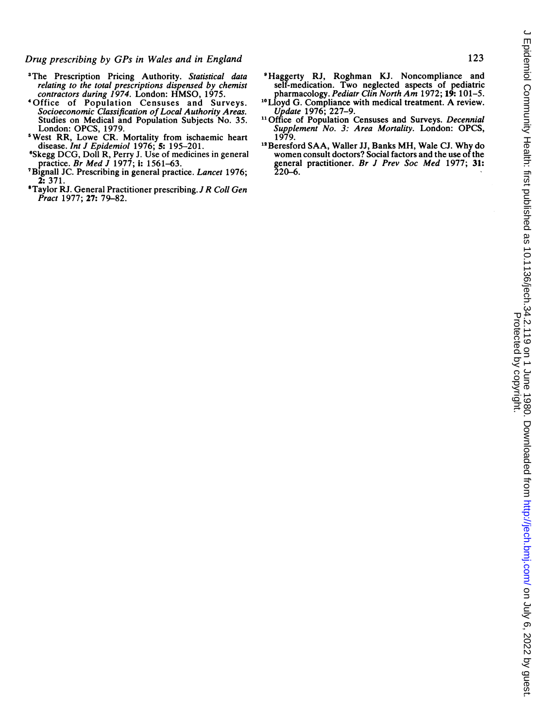[3] The Prescription Pricing Authority. *Statistical data relating to the total prescriptions dispensed by chemist contractors during 1974*. London: HMSO, 1975.

[4] Office of Population Censuses and Surveys. *Socioeconomic Classification of Local Authority Areas*. Studies on Medical and Population Subjects No. 35. London: OPCS, 1979.

[5] West RR, Lowe CR. Mortality from ischaemic heart disease. *Int J Epidemiol* 1976; **5:** 195–201.

[6] Skegg DCG, Doll R, Perry J. Use of medicines in general practice. *Br Med J* 1977; **i:** 1561–63.

[7] Bignall JC. Prescribing in general practice. *Lancet* 1976; **2:** 371.

[8] Taylor RJ. General Practitioner prescribing. *J R Coll Gen Pract* 1977; **27:** 79–82.

[9] Haggerty RJ, Roghman KJ. Noncompliance and self-medication. Two neglected aspects of pediatric pharmacology. *Pediatr Clin North Am* 1972; **19:** 101–5.

[10] Lloyd G. Compliance with medical treatment. A review. *Update* 1976; 227–9.

[11] Office of Population Censuses and Surveys. *Decennial Supplement No. 3: Area Mortality*. London: OPCS, 1979.

[12] Beresford SAA, Waller JJ, Banks MH, Wale CJ. Why do women consult doctors? Social factors and the use of the general practitioner. *Br J Prev Soc Med* 1977; **31:** 220–6.